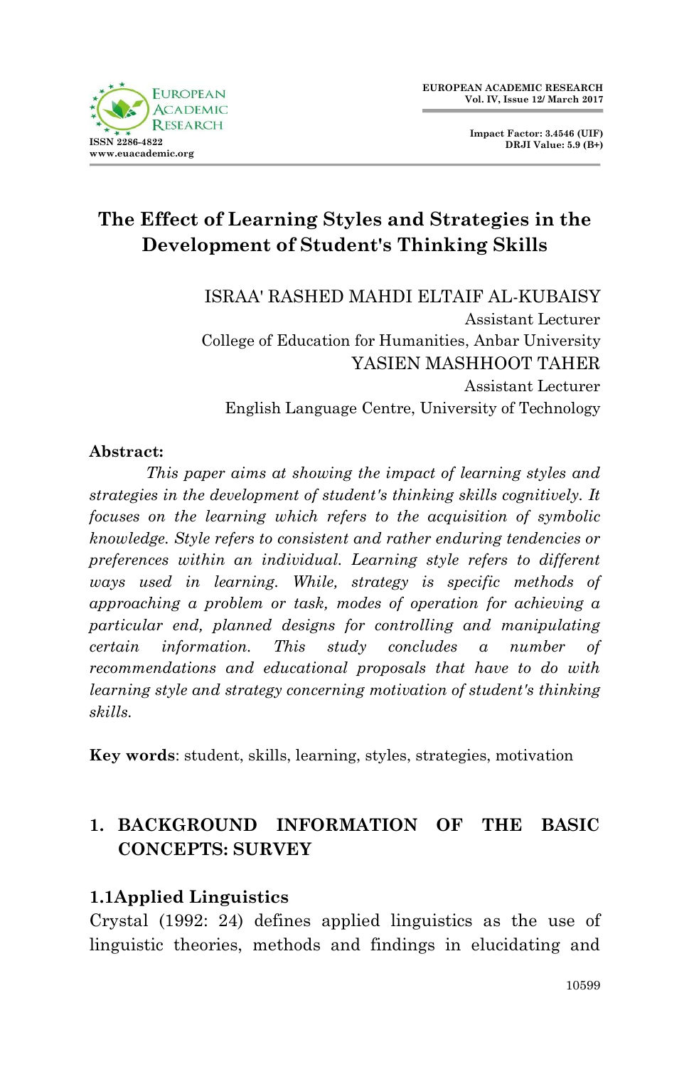# The Effect of Learning Styles and Strategies in the Development of Student's Thinking Skills

ISRAA' RASHED MAHDI ELTAIF AL-KUBAISY
Assistant Lecturer
College of Education for Humanities, Anbar University

YASIEN MASHHOOT TAHER
Assistant Lecturer
English Language Centre, University of Technology

**Abstract:**

*This paper aims at showing the impact of learning styles and strategies in the development of student's thinking skills cognitively. It focuses on the learning which refers to the acquisition of symbolic knowledge. Style refers to consistent and rather enduring tendencies or preferences within an individual. Learning style refers to different ways used in learning. While, strategy is specific methods of approaching a problem or task, modes of operation for achieving a particular end, planned designs for controlling and manipulating certain information. This study concludes a number of recommendations and educational proposals that have to do with learning style and strategy concerning motivation of student's thinking skills.*

**Key words**: student, skills, learning, styles, strategies, motivation

## 1. BACKGROUND INFORMATION OF THE BASIC CONCEPTS: SURVEY

### 1.1Applied Linguistics

Crystal (1992: 24) defines applied linguistics as the use of linguistic theories, methods and findings in elucidating and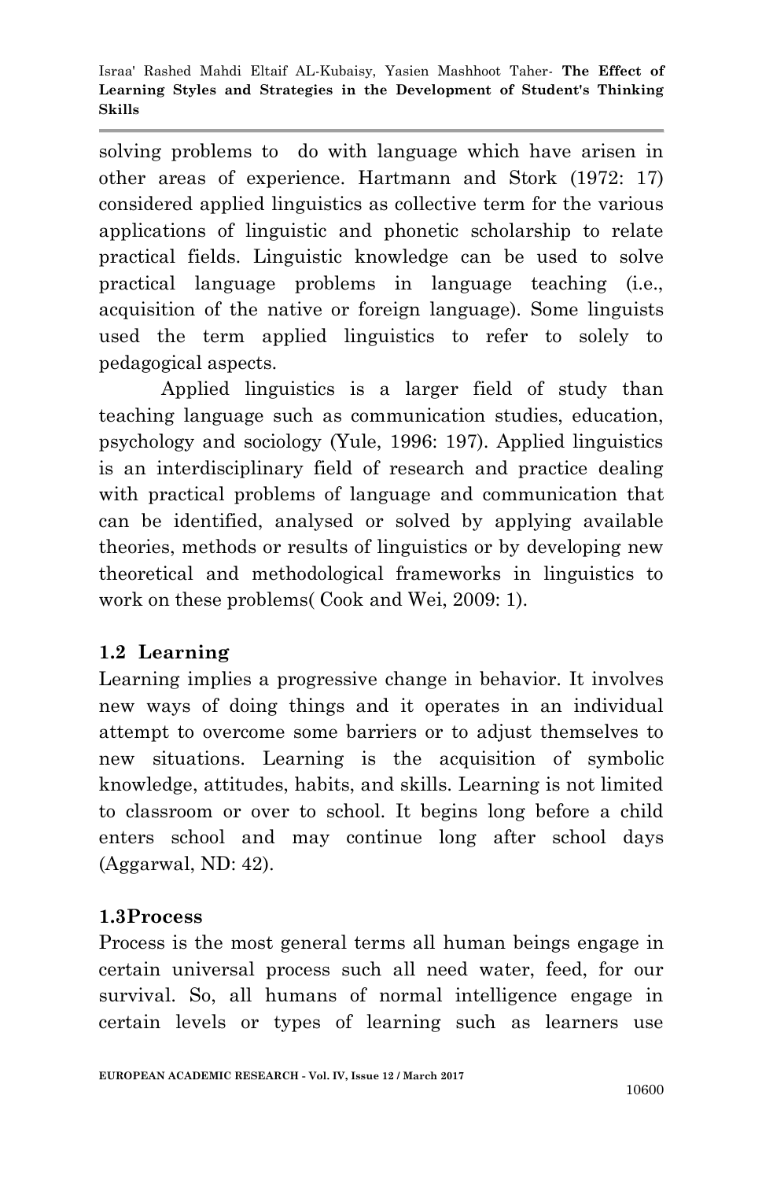solving problems to do with language which have arisen in other areas of experience. Hartmann and Stork (1972: 17) considered applied linguistics as collective term for the various applications of linguistic and phonetic scholarship to relate practical fields. Linguistic knowledge can be used to solve practical language problems in language teaching (i.e., acquisition of the native or foreign language). Some linguists used the term applied linguistics to refer to solely to pedagogical aspects.

Applied linguistics is a larger field of study than teaching language such as communication studies, education, psychology and sociology (Yule, 1996: 197). Applied linguistics is an interdisciplinary field of research and practice dealing with practical problems of language and communication that can be identified, analysed or solved by applying available theories, methods or results of linguistics or by developing new theoretical and methodological frameworks in linguistics to work on these problems( Cook and Wei, 2009: 1).

## 1.2 Learning

Learning implies a progressive change in behavior. It involves new ways of doing things and it operates in an individual attempt to overcome some barriers or to adjust themselves to new situations. Learning is the acquisition of symbolic knowledge, attitudes, habits, and skills. Learning is not limited to classroom or over to school. It begins long before a child enters school and may continue long after school days (Aggarwal, ND: 42).

## 1.3Process

Process is the most general terms all human beings engage in certain universal process such all need water, feed, for our survival. So, all humans of normal intelligence engage in certain levels or types of learning such as learners use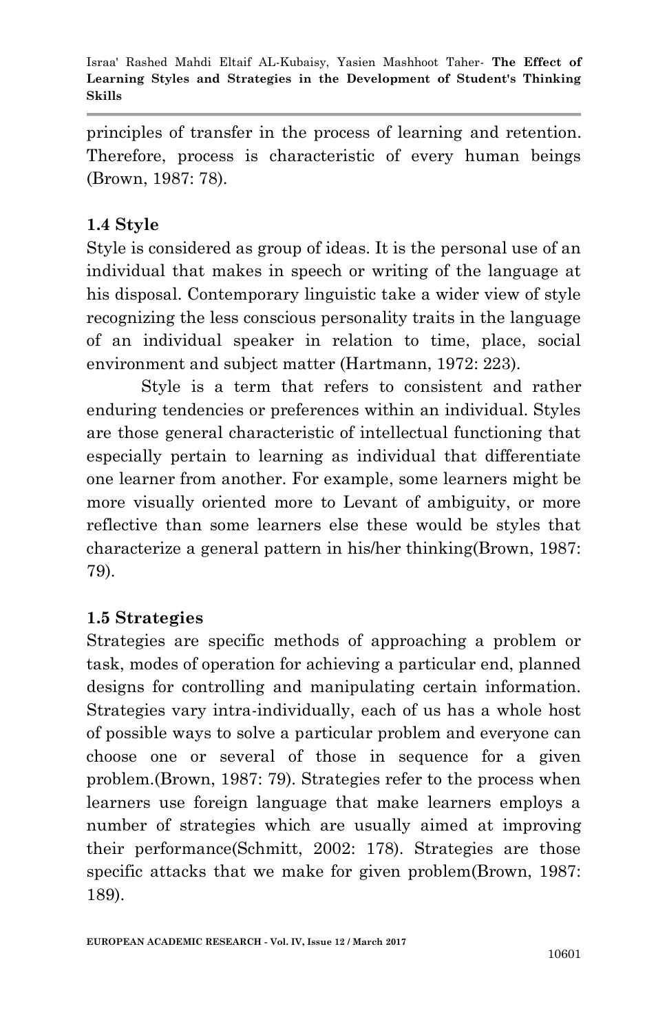principles of transfer in the process of learning and retention. Therefore, process is characteristic of every human beings (Brown, 1987: 78).

## 1.4 Style

Style is considered as group of ideas. It is the personal use of an individual that makes in speech or writing of the language at his disposal. Contemporary linguistic take a wider view of style recognizing the less conscious personality traits in the language of an individual speaker in relation to time, place, social environment and subject matter (Hartmann, 1972: 223).

Style is a term that refers to consistent and rather enduring tendencies or preferences within an individual. Styles are those general characteristic of intellectual functioning that especially pertain to learning as individual that differentiate one learner from another. For example, some learners might be more visually oriented more to Levant of ambiguity, or more reflective than some learners else these would be styles that characterize a general pattern in his/her thinking(Brown, 1987: 79).

## 1.5 Strategies

Strategies are specific methods of approaching a problem or task, modes of operation for achieving a particular end, planned designs for controlling and manipulating certain information. Strategies vary intra-individually, each of us has a whole host of possible ways to solve a particular problem and everyone can choose one or several of those in sequence for a given problem.(Brown, 1987: 79). Strategies refer to the process when learners use foreign language that make learners employs a number of strategies which are usually aimed at improving their performance(Schmitt, 2002: 178). Strategies are those specific attacks that we make for given problem(Brown, 1987: 189).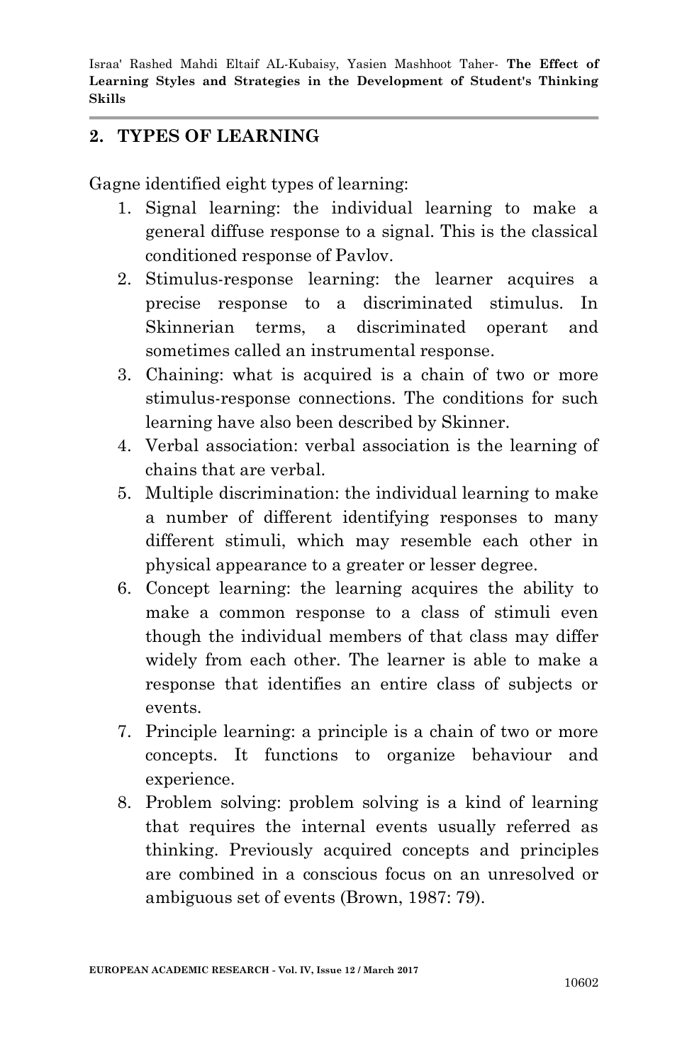## 2. TYPES OF LEARNING

Gagne identified eight types of learning:

1. Signal learning: the individual learning to make a general diffuse response to a signal. This is the classical conditioned response of Pavlov.
2. Stimulus-response learning: the learner acquires a precise response to a discriminated stimulus. In Skinnerian terms, a discriminated operant and sometimes called an instrumental response.
3. Chaining: what is acquired is a chain of two or more stimulus-response connections. The conditions for such learning have also been described by Skinner.
4. Verbal association: verbal association is the learning of chains that are verbal.
5. Multiple discrimination: the individual learning to make a number of different identifying responses to many different stimuli, which may resemble each other in physical appearance to a greater or lesser degree.
6. Concept learning: the learning acquires the ability to make a common response to a class of stimuli even though the individual members of that class may differ widely from each other. The learner is able to make a response that identifies an entire class of subjects or events.
7. Principle learning: a principle is a chain of two or more concepts. It functions to organize behaviour and experience.
8. Problem solving: problem solving is a kind of learning that requires the internal events usually referred as thinking. Previously acquired concepts and principles are combined in a conscious focus on an unresolved or ambiguous set of events (Brown, 1987: 79).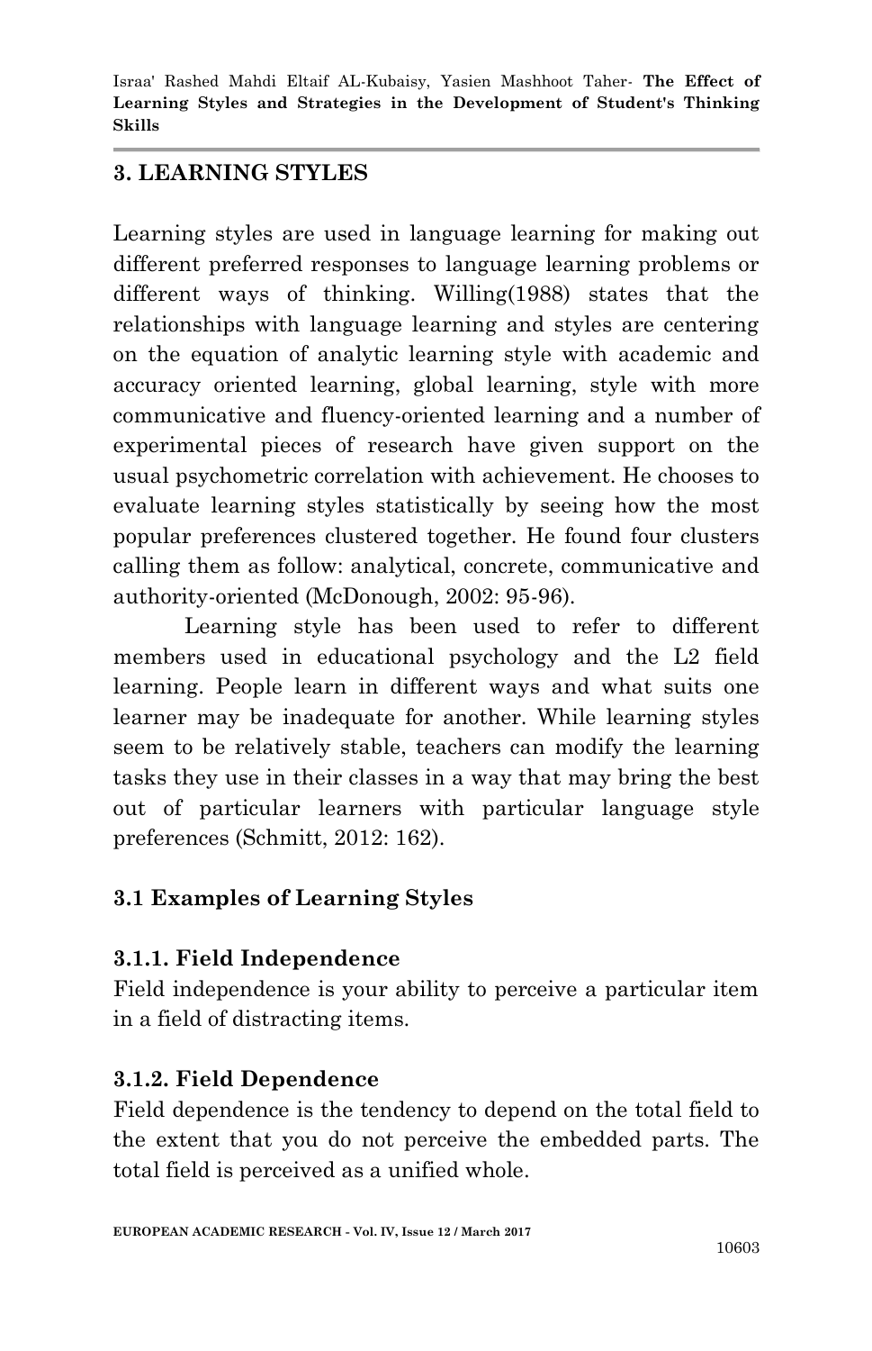## 3. LEARNING STYLES

Learning styles are used in language learning for making out different preferred responses to language learning problems or different ways of thinking. Willing(1988) states that the relationships with language learning and styles are centering on the equation of analytic learning style with academic and accuracy oriented learning, global learning, style with more communicative and fluency-oriented learning and a number of experimental pieces of research have given support on the usual psychometric correlation with achievement. He chooses to evaluate learning styles statistically by seeing how the most popular preferences clustered together. He found four clusters calling them as follow: analytical, concrete, communicative and authority-oriented (McDonough, 2002: 95-96).

Learning style has been used to refer to different members used in educational psychology and the L2 field learning. People learn in different ways and what suits one learner may be inadequate for another. While learning styles seem to be relatively stable, teachers can modify the learning tasks they use in their classes in a way that may bring the best out of particular learners with particular language style preferences (Schmitt, 2012: 162).

### 3.1 Examples of Learning Styles

#### 3.1.1. Field Independence

Field independence is your ability to perceive a particular item in a field of distracting items.

#### 3.1.2. Field Dependence

Field dependence is the tendency to depend on the total field to the extent that you do not perceive the embedded parts. The total field is perceived as a unified whole.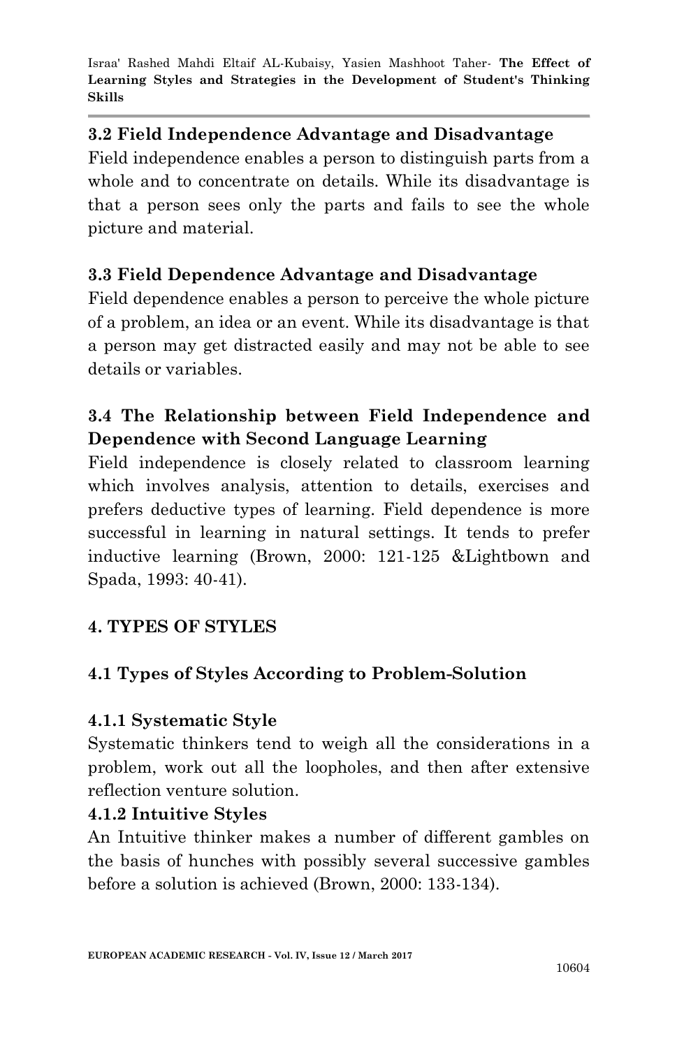### 3.2 Field Independence Advantage and Disadvantage

Field independence enables a person to distinguish parts from a whole and to concentrate on details. While its disadvantage is that a person sees only the parts and fails to see the whole picture and material.

### 3.3 Field Dependence Advantage and Disadvantage

Field dependence enables a person to perceive the whole picture of a problem, an idea or an event. While its disadvantage is that a person may get distracted easily and may not be able to see details or variables.

### 3.4 The Relationship between Field Independence and Dependence with Second Language Learning

Field independence is closely related to classroom learning which involves analysis, attention to details, exercises and prefers deductive types of learning. Field dependence is more successful in learning in natural settings. It tends to prefer inductive learning (Brown, 2000: 121-125 &Lightbown and Spada, 1993: 40-41).

## 4. TYPES OF STYLES

### 4.1 Types of Styles According to Problem-Solution

#### 4.1.1 Systematic Style

Systematic thinkers tend to weigh all the considerations in a problem, work out all the loopholes, and then after extensive reflection venture solution.

#### 4.1.2 Intuitive Styles

An Intuitive thinker makes a number of different gambles on the basis of hunches with possibly several successive gambles before a solution is achieved (Brown, 2000: 133-134).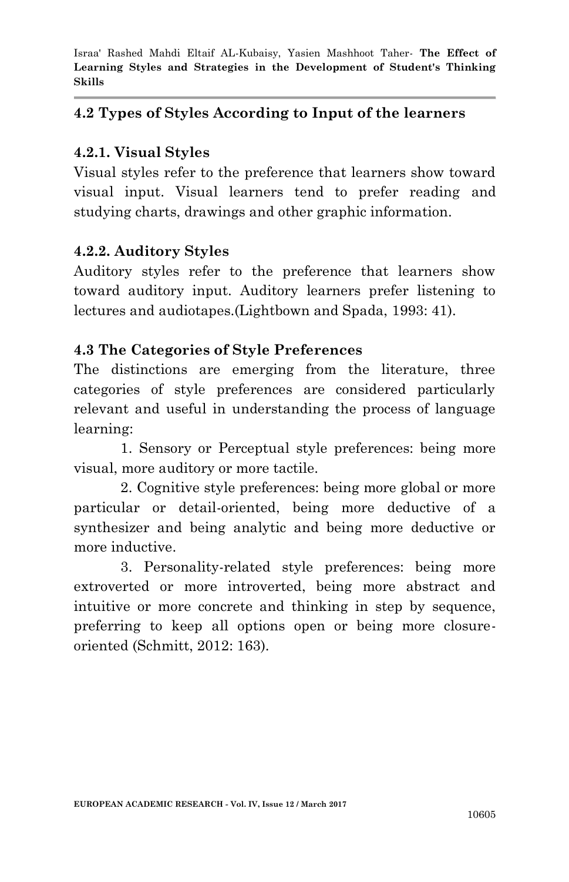## 4.2 Types of Styles According to Input of the learners

### 4.2.1. Visual Styles

Visual styles refer to the preference that learners show toward visual input. Visual learners tend to prefer reading and studying charts, drawings and other graphic information.

### 4.2.2. Auditory Styles

Auditory styles refer to the preference that learners show toward auditory input. Auditory learners prefer listening to lectures and audiotapes.(Lightbown and Spada, 1993: 41).

## 4.3 The Categories of Style Preferences

The distinctions are emerging from the literature, three categories of style preferences are considered particularly relevant and useful in understanding the process of language learning:

1. Sensory or Perceptual style preferences: being more visual, more auditory or more tactile.
2. Cognitive style preferences: being more global or more particular or detail-oriented, being more deductive of a synthesizer and being analytic and being more deductive or more inductive.
3. Personality-related style preferences: being more extroverted or more introverted, being more abstract and intuitive or more concrete and thinking in step by sequence, preferring to keep all options open or being more closure-oriented (Schmitt, 2012: 163).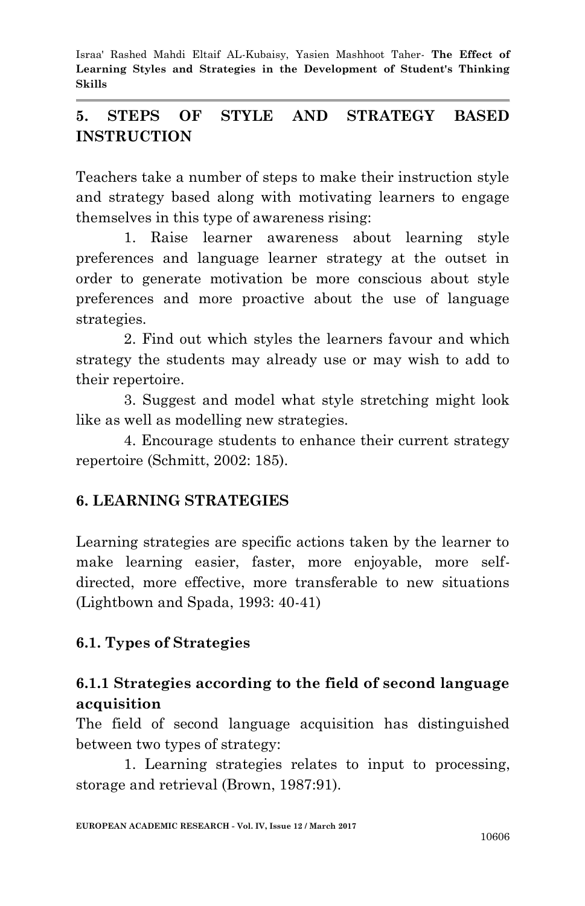## 5. STEPS OF STYLE AND STRATEGY BASED INSTRUCTION

Teachers take a number of steps to make their instruction style and strategy based along with motivating learners to engage themselves in this type of awareness rising:

1. Raise learner awareness about learning style preferences and language learner strategy at the outset in order to generate motivation be more conscious about style preferences and more proactive about the use of language strategies.
2. Find out which styles the learners favour and which strategy the students may already use or may wish to add to their repertoire.
3. Suggest and model what style stretching might look like as well as modelling new strategies.
4. Encourage students to enhance their current strategy repertoire (Schmitt, 2002: 185).

## 6. LEARNING STRATEGIES

Learning strategies are specific actions taken by the learner to make learning easier, faster, more enjoyable, more self-directed, more effective, more transferable to new situations (Lightbown and Spada, 1993: 40-41)

### 6.1. Types of Strategies

#### 6.1.1 Strategies according to the field of second language acquisition

The field of second language acquisition has distinguished between two types of strategy:

1. Learning strategies relates to input to processing, storage and retrieval (Brown, 1987:91).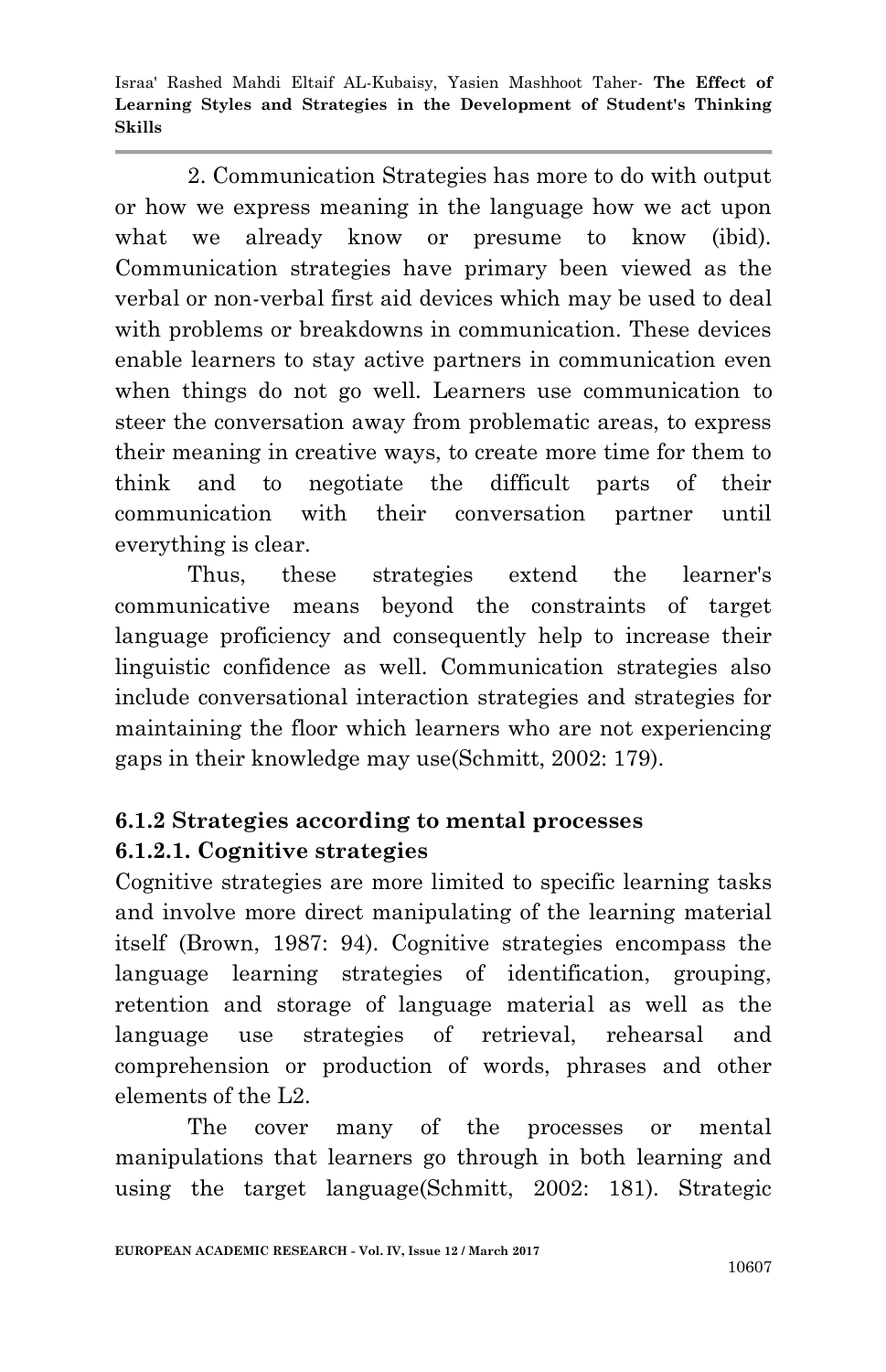2. Communication Strategies has more to do with output or how we express meaning in the language how we act upon what we already know or presume to know (ibid). Communication strategies have primary been viewed as the verbal or non-verbal first aid devices which may be used to deal with problems or breakdowns in communication. These devices enable learners to stay active partners in communication even when things do not go well. Learners use communication to steer the conversation away from problematic areas, to express their meaning in creative ways, to create more time for them to think and to negotiate the difficult parts of their communication with their conversation partner until everything is clear.

Thus, these strategies extend the learner's communicative means beyond the constraints of target language proficiency and consequently help to increase their linguistic confidence as well. Communication strategies also include conversational interaction strategies and strategies for maintaining the floor which learners who are not experiencing gaps in their knowledge may use(Schmitt, 2002: 179).

### 6.1.2 Strategies according to mental processes

#### 6.1.2.1. Cognitive strategies

Cognitive strategies are more limited to specific learning tasks and involve more direct manipulating of the learning material itself (Brown, 1987: 94). Cognitive strategies encompass the language learning strategies of identification, grouping, retention and storage of language material as well as the language use strategies of retrieval, rehearsal and comprehension or production of words, phrases and other elements of the L2.

The cover many of the processes or mental manipulations that learners go through in both learning and using the target language(Schmitt, 2002: 181). Strategic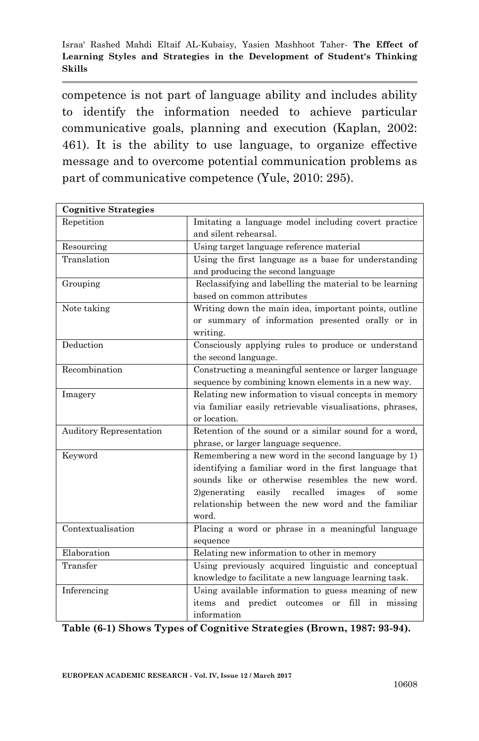competence is not part of language ability and includes ability to identify the information needed to achieve particular communicative goals, planning and execution (Kaplan, 2002: 461). It is the ability to use language, to organize effective message and to overcome potential communication problems as part of communicative competence (Yule, 2010: 295).

| **Cognitive Strategies** | |
|---|---|
| Repetition | Imitating a language model including covert practice and silent rehearsal. |
| Resourcing | Using target language reference material |
| Translation | Using the first language as a base for understanding and producing the second language |
| Grouping | Reclassifying and labelling the material to be learning based on common attributes |
| Note taking | Writing down the main idea, important points, outline or summary of information presented orally or in writing. |
| Deduction | Consciously applying rules to produce or understand the second language. |
| Recombination | Constructing a meaningful sentence or larger language sequence by combining known elements in a new way. |
| Imagery | Relating new information to visual concepts in memory via familiar easily retrievable visualisations, phrases, or location. |
| Auditory Representation | Retention of the sound or a similar sound for a word, phrase, or larger language sequence. |
| Keyword | Remembering a new word in the second language by 1) identifying a familiar word in the first language that sounds like or otherwise resembles the new word. 2)generating easily recalled images of some relationship between the new word and the familiar word. |
| Contextualisation | Placing a word or phrase in a meaningful language sequence |
| Elaboration | Relating new information to other in memory |
| Transfer | Using previously acquired linguistic and conceptual knowledge to facilitate a new language learning task. |
| Inferencing | Using available information to guess meaning of new items and predict outcomes or fill in missing information |

**Table (6-1) Shows Types of Cognitive Strategies (Brown, 1987: 93-94).**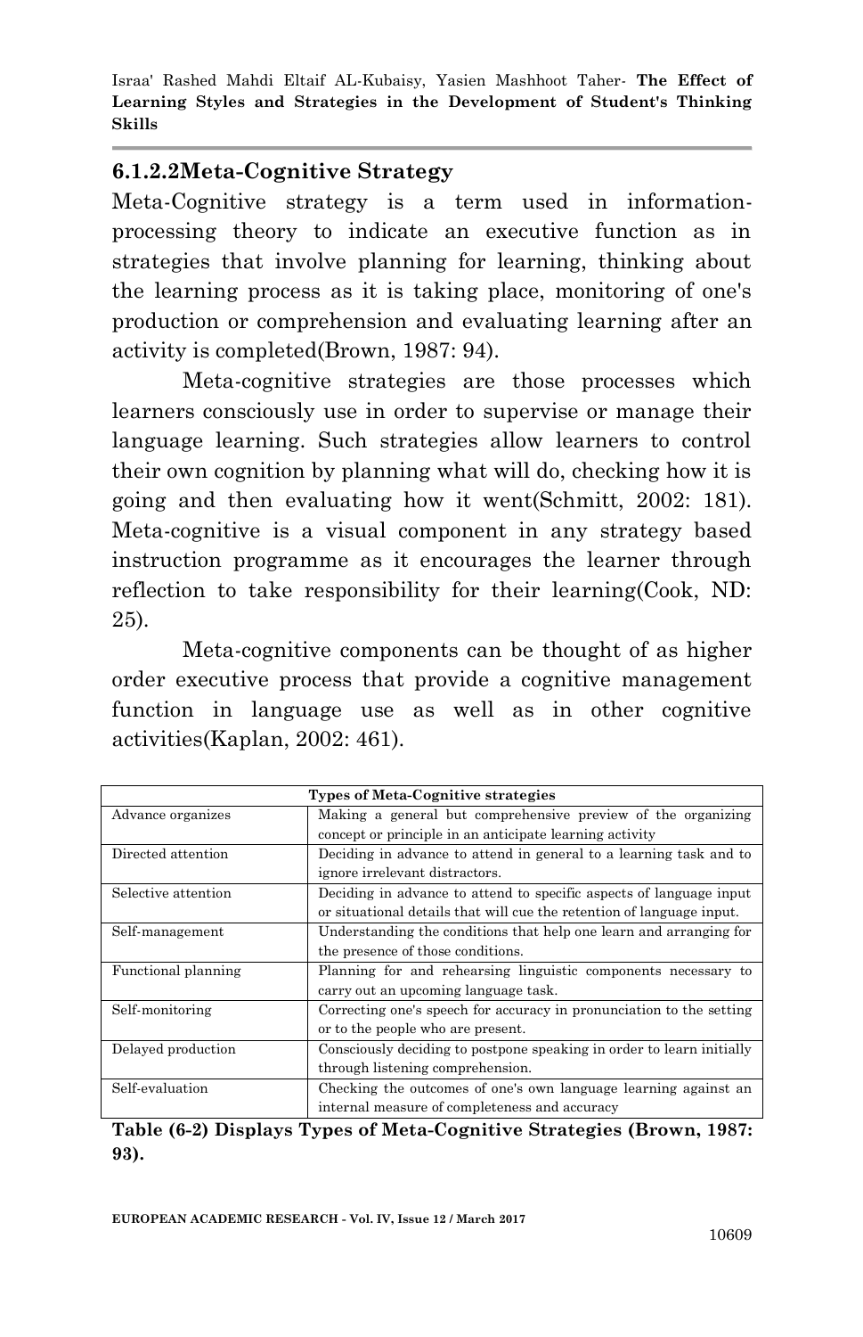### 6.1.2.2Meta-Cognitive Strategy

Meta-Cognitive strategy is a term used in information-processing theory to indicate an executive function as in strategies that involve planning for learning, thinking about the learning process as it is taking place, monitoring of one's production or comprehension and evaluating learning after an activity is completed(Brown, 1987: 94).

Meta-cognitive strategies are those processes which learners consciously use in order to supervise or manage their language learning. Such strategies allow learners to control their own cognition by planning what will do, checking how it is going and then evaluating how it went(Schmitt, 2002: 181). Meta-cognitive is a visual component in any strategy based instruction programme as it encourages the learner through reflection to take responsibility for their learning(Cook, ND: 25).

Meta-cognitive components can be thought of as higher order executive process that provide a cognitive management function in language use as well as in other cognitive activities(Kaplan, 2002: 461).

| Types of Meta-Cognitive strategies | |
|---|---|
| Advance organizes | Making a general but comprehensive preview of the organizing concept or principle in an anticipate learning activity |
| Directed attention | Deciding in advance to attend in general to a learning task and to ignore irrelevant distractors. |
| Selective attention | Deciding in advance to attend to specific aspects of language input or situational details that will cue the retention of language input. |
| Self-management | Understanding the conditions that help one learn and arranging for the presence of those conditions. |
| Functional planning | Planning for and rehearsing linguistic components necessary to carry out an upcoming language task. |
| Self-monitoring | Correcting one's speech for accuracy in pronunciation to the setting or to the people who are present. |
| Delayed production | Consciously deciding to postpone speaking in order to learn initially through listening comprehension. |
| Self-evaluation | Checking the outcomes of one's own language learning against an internal measure of completeness and accuracy |

**Table (6-2) Displays Types of Meta-Cognitive Strategies (Brown, 1987: 93).**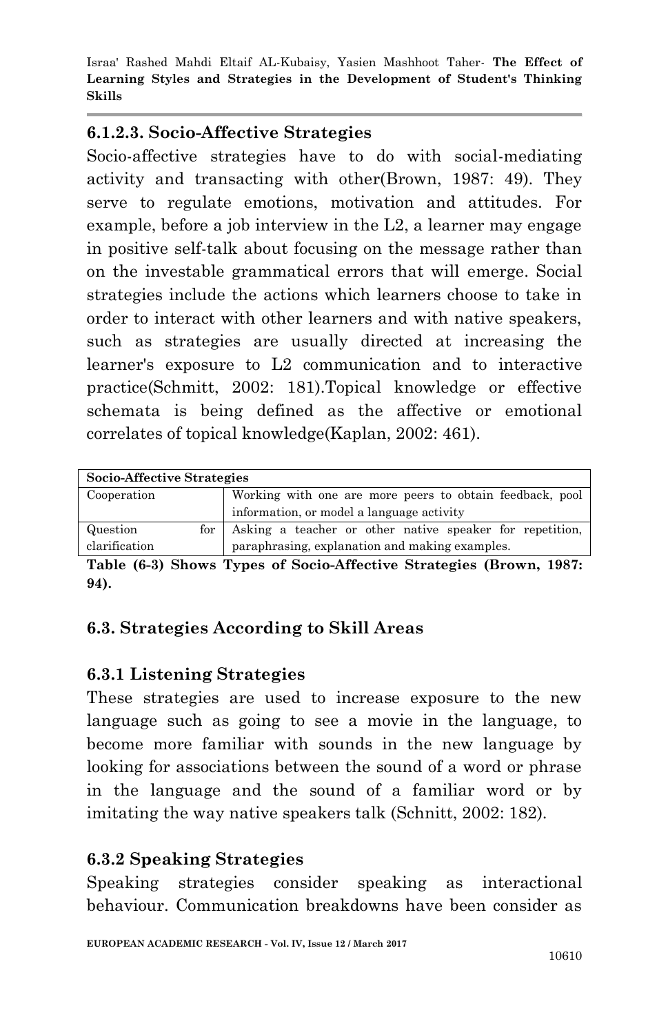### 6.1.2.3. Socio-Affective Strategies

Socio-affective strategies have to do with social-mediating activity and transacting with other(Brown, 1987: 49). They serve to regulate emotions, motivation and attitudes. For example, before a job interview in the L2, a learner may engage in positive self-talk about focusing on the message rather than on the investable grammatical errors that will emerge. Social strategies include the actions which learners choose to take in order to interact with other learners and with native speakers, such as strategies are usually directed at increasing the learner's exposure to L2 communication and to interactive practice(Schmitt, 2002: 181).Topical knowledge or effective schemata is being defined as the affective or emotional correlates of topical knowledge(Kaplan, 2002: 461).

| Socio-Affective Strategies | |
|---|---|
| Cooperation | Working with one are more peers to obtain feedback, pool information, or model a language activity |
| Question for clarification | Asking a teacher or other native speaker for repetition, paraphrasing, explanation and making examples. |

**Table (6-3) Shows Types of Socio-Affective Strategies (Brown, 1987: 94).**

## 6.3. Strategies According to Skill Areas

### 6.3.1 Listening Strategies

These strategies are used to increase exposure to the new language such as going to see a movie in the language, to become more familiar with sounds in the new language by looking for associations between the sound of a word or phrase in the language and the sound of a familiar word or by imitating the way native speakers talk (Schnitt, 2002: 182).

### 6.3.2 Speaking Strategies

Speaking strategies consider speaking as interactional behaviour. Communication breakdowns have been consider as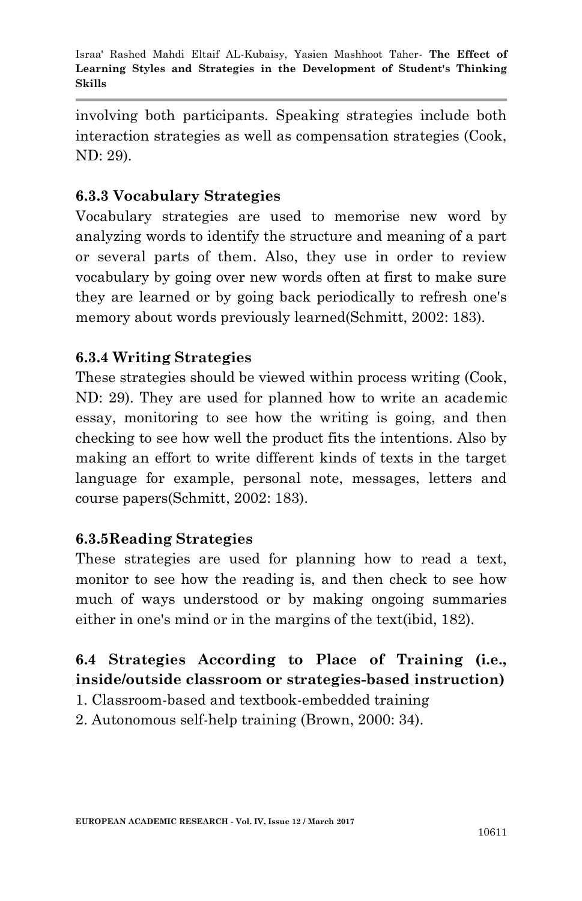involving both participants. Speaking strategies include both interaction strategies as well as compensation strategies (Cook, ND: 29).

### 6.3.3 Vocabulary Strategies

Vocabulary strategies are used to memorise new word by analyzing words to identify the structure and meaning of a part or several parts of them. Also, they use in order to review vocabulary by going over new words often at first to make sure they are learned or by going back periodically to refresh one's memory about words previously learned(Schmitt, 2002: 183).

### 6.3.4 Writing Strategies

These strategies should be viewed within process writing (Cook, ND: 29). They are used for planned how to write an academic essay, monitoring to see how the writing is going, and then checking to see how well the product fits the intentions. Also by making an effort to write different kinds of texts in the target language for example, personal note, messages, letters and course papers(Schmitt, 2002: 183).

### 6.3.5Reading Strategies

These strategies are used for planning how to read a text, monitor to see how the reading is, and then check to see how much of ways understood or by making ongoing summaries either in one's mind or in the margins of the text(ibid, 182).

## 6.4 Strategies According to Place of Training (i.e., inside/outside classroom or strategies-based instruction)

1. Classroom-based and textbook-embedded training
2. Autonomous self-help training (Brown, 2000: 34).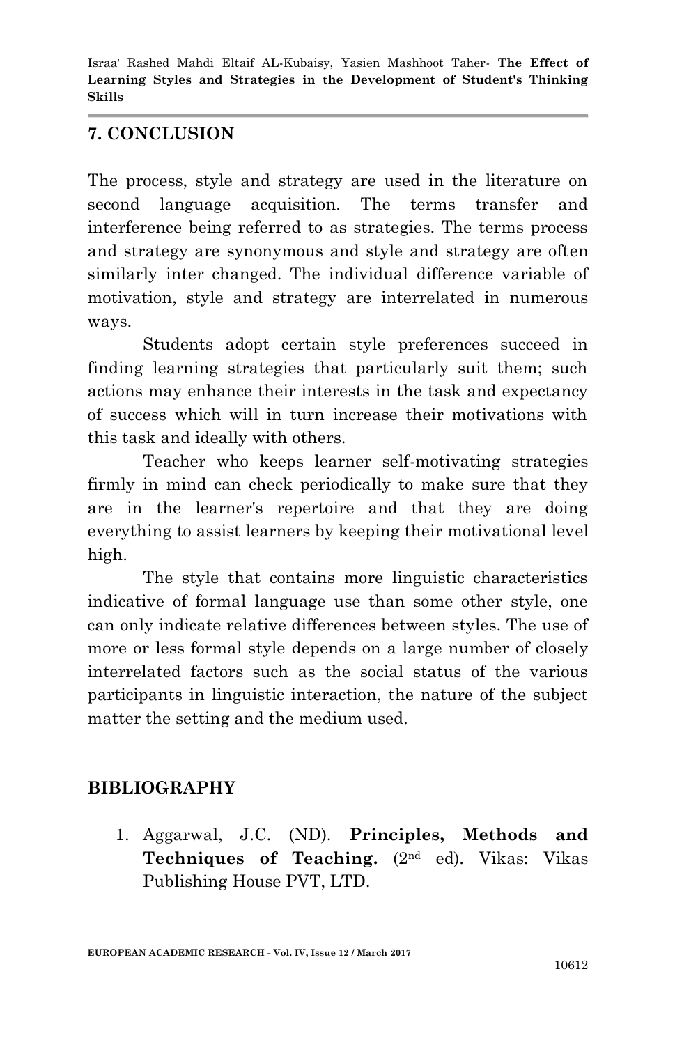## 7. CONCLUSION

The process, style and strategy are used in the literature on second language acquisition. The terms transfer and interference being referred to as strategies. The terms process and strategy are synonymous and style and strategy are often similarly inter changed. The individual difference variable of motivation, style and strategy are interrelated in numerous ways.

Students adopt certain style preferences succeed in finding learning strategies that particularly suit them; such actions may enhance their interests in the task and expectancy of success which will in turn increase their motivations with this task and ideally with others.

Teacher who keeps learner self-motivating strategies firmly in mind can check periodically to make sure that they are in the learner's repertoire and that they are doing everything to assist learners by keeping their motivational level high.

The style that contains more linguistic characteristics indicative of formal language use than some other style, one can only indicate relative differences between styles. The use of more or less formal style depends on a large number of closely interrelated factors such as the social status of the various participants in linguistic interaction, the nature of the subject matter the setting and the medium used.

## BIBLIOGRAPHY

1. Aggarwal, J.C. (ND). **Principles, Methods and Techniques of Teaching.** (2nd ed). Vikas: Vikas Publishing House PVT, LTD.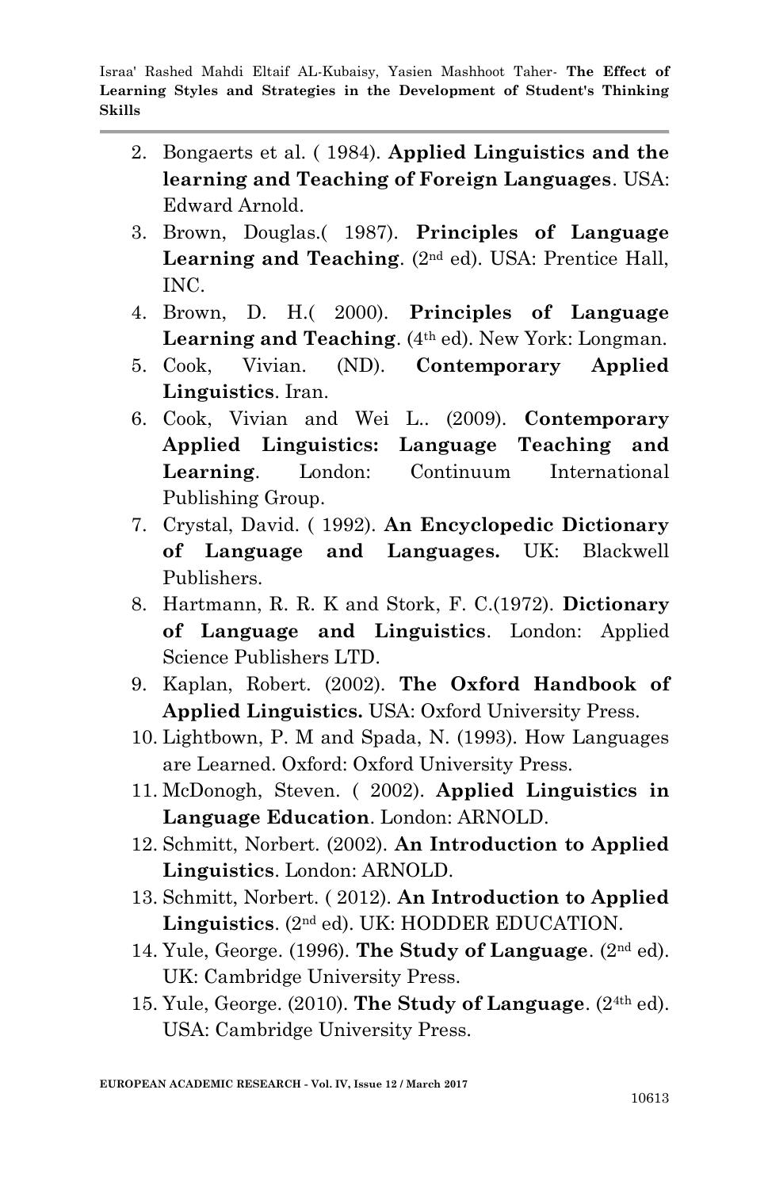2. Bongaerts et al. ( 1984). **Applied Linguistics and the learning and Teaching of Foreign Languages**. USA: Edward Arnold.
3. Brown, Douglas.( 1987). **Principles of Language Learning and Teaching**. (2nd ed). USA: Prentice Hall, INC.
4. Brown, D. H.( 2000). **Principles of Language Learning and Teaching**. (4th ed). New York: Longman.
5. Cook, Vivian. (ND). **Contemporary Applied Linguistics**. Iran.
6. Cook, Vivian and Wei L.. (2009). **Contemporary Applied Linguistics: Language Teaching and Learning**. London: Continuum International Publishing Group.
7. Crystal, David. ( 1992). **An Encyclopedic Dictionary of Language and Languages.** UK: Blackwell Publishers.
8. Hartmann, R. R. K and Stork, F. C.(1972). **Dictionary of Language and Linguistics**. London: Applied Science Publishers LTD.
9. Kaplan, Robert. (2002). **The Oxford Handbook of Applied Linguistics.** USA: Oxford University Press.
10. Lightbown, P. M and Spada, N. (1993). How Languages are Learned. Oxford: Oxford University Press.
11. McDonogh, Steven. ( 2002). **Applied Linguistics in Language Education**. London: ARNOLD.
12. Schmitt, Norbert. (2002). **An Introduction to Applied Linguistics**. London: ARNOLD.
13. Schmitt, Norbert. ( 2012). **An Introduction to Applied Linguistics**. (2nd ed). UK: HODDER EDUCATION.
14. Yule, George. (1996). **The Study of Language**. (2nd ed). UK: Cambridge University Press.
15. Yule, George. (2010). **The Study of Language**. (24th ed). USA: Cambridge University Press.